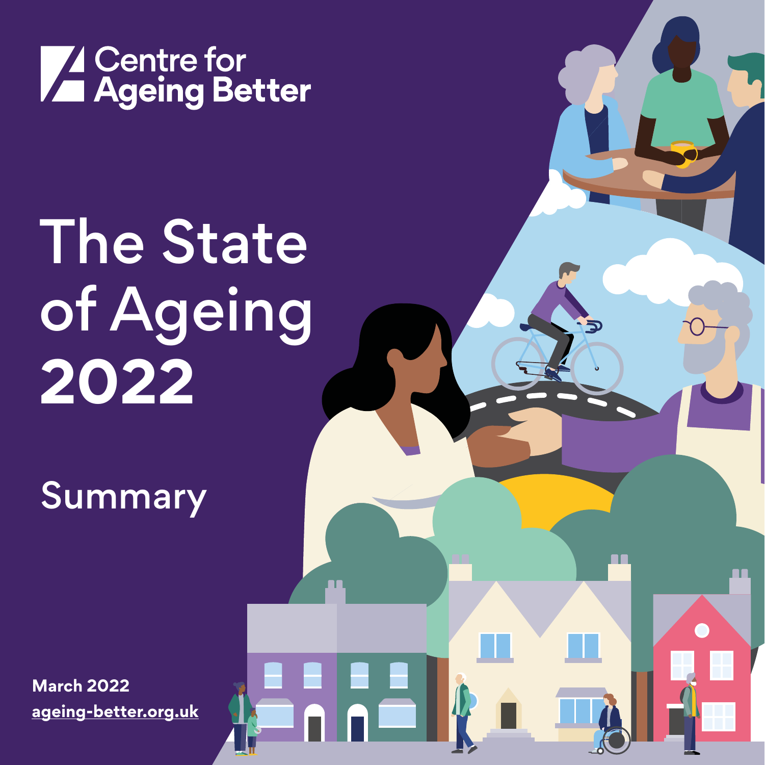Centre for Ageing Better

# The State of Ageing 2022

## Summary

**March 2022**

**ageing-better.org.uk**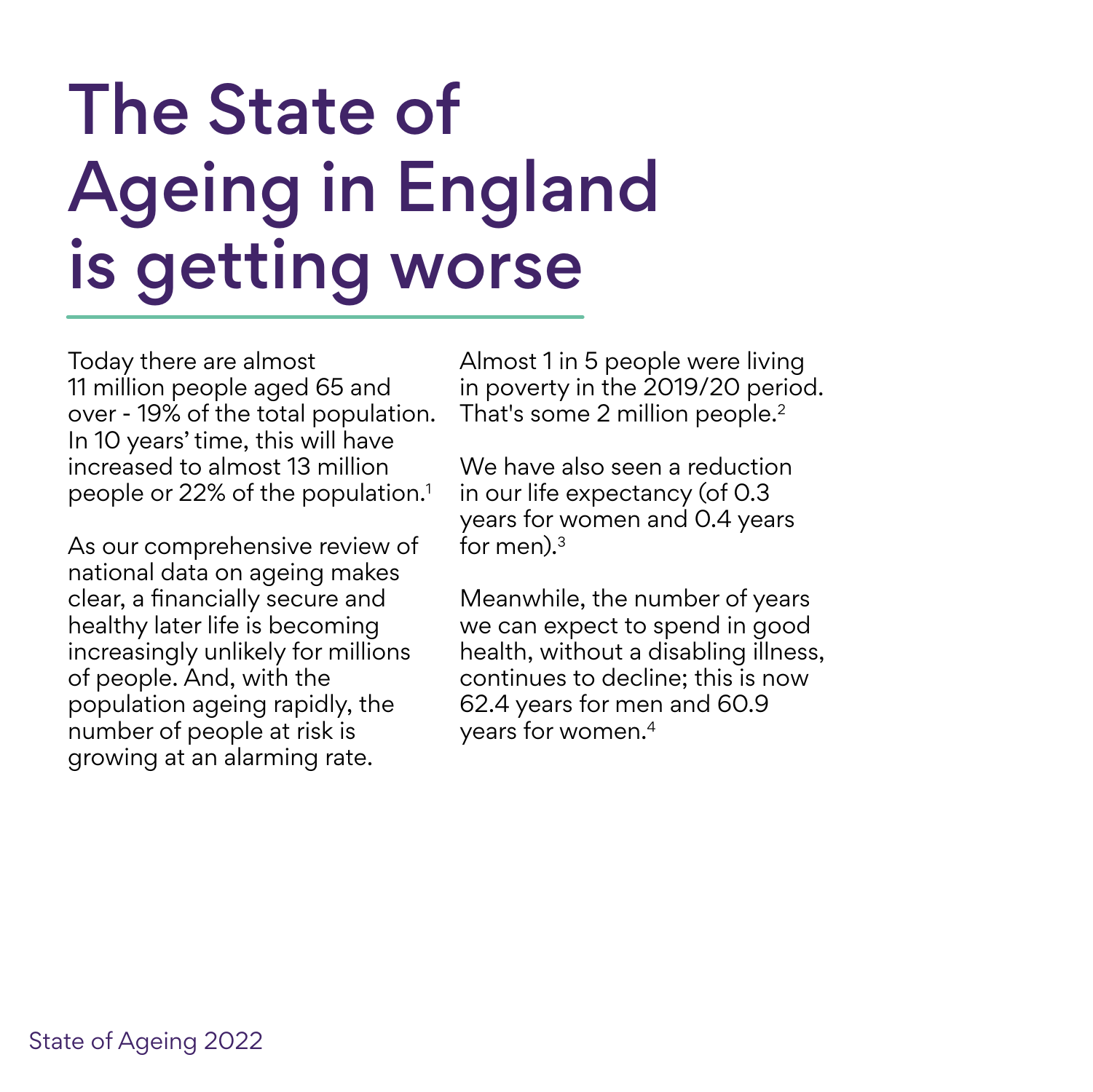# The State of Ageing in England is getting worse

Today there are almost 11 million people aged 65 and over - 19% of the total population. In 10 years' time, this will have increased to almost 13 million people or 22% of the population.[1]

As our comprehensive review of national data on ageing makes clear, a financially secure and healthy later life is becoming increasingly unlikely for millions of people. And, with the population ageing rapidly, the number of people at risk is growing at an alarming rate.

Almost 1 in 5 people were living in poverty in the 2019/20 period. That's some 2 million people.[2]

We have also seen a reduction in our life expectancy (of 0.3 years for women and 0.4 years for men).[3]

Meanwhile, the number of years we can expect to spend in good health, without a disabling illness, continues to decline; this is now 62.4 years for men and 60.9 years for women.[4]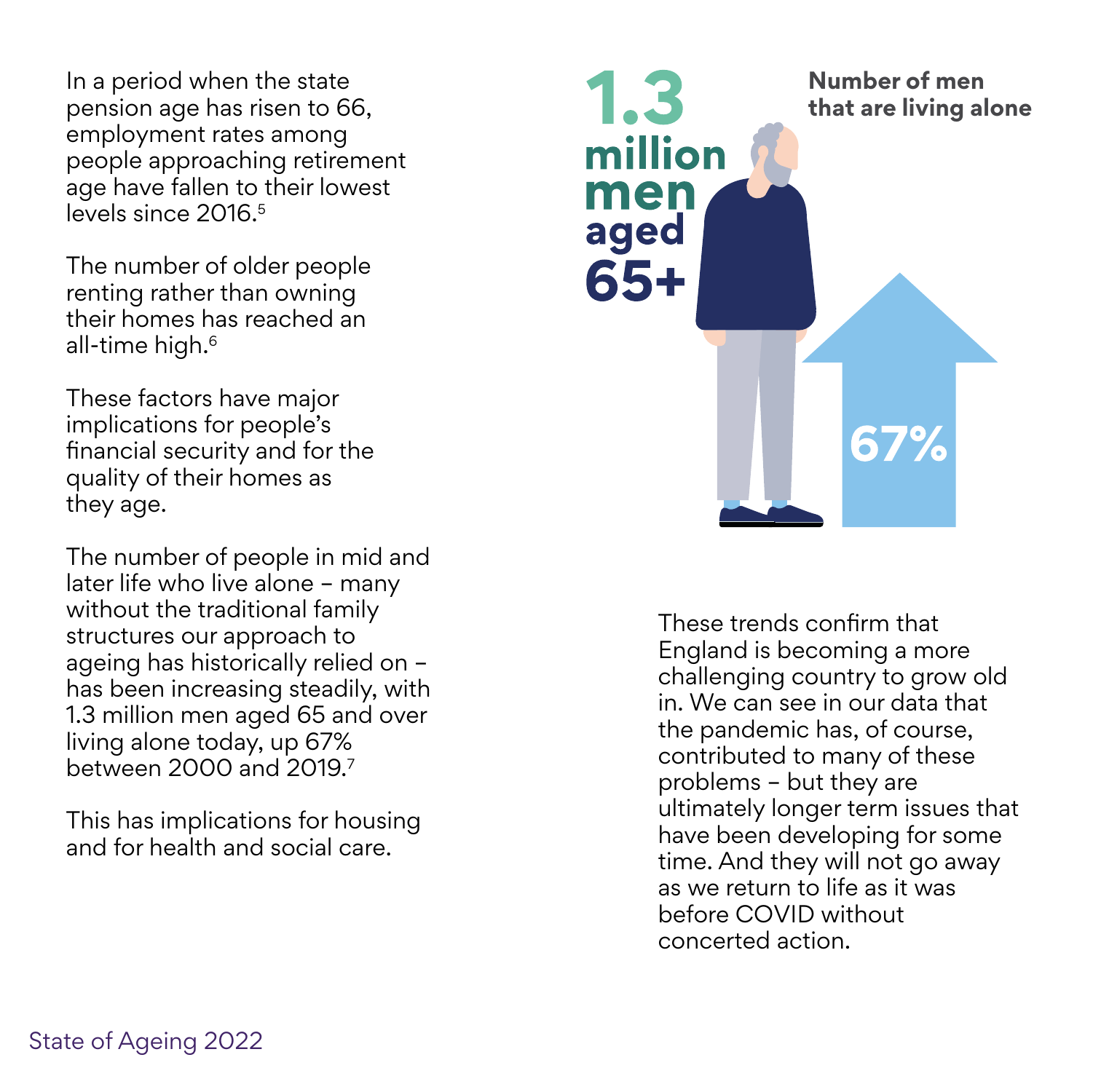In a period when the state pension age has risen to 66, employment rates among people approaching retirement age have fallen to their lowest levels since 2016.[5]

The number of older people renting rather than owning their homes has reached an all-time high.[6]

These factors have major implications for people's financial security and for the quality of their homes as they age.

The number of people in mid and later life who live alone – many without the traditional family structures our approach to ageing has historically relied on – has been increasing steadily, with 1.3 million men aged 65 and over living alone today, up 67% between 2000 and 2019.[7]

This has implications for housing and for health and social care.

**1.3 million men aged 65+**

**Number of men that are living alone**

**67%**

These trends confirm that England is becoming a more challenging country to grow old in. We can see in our data that the pandemic has, of course, contributed to many of these problems – but they are ultimately longer term issues that have been developing for some time. And they will not go away as we return to life as it was before COVID without concerted action.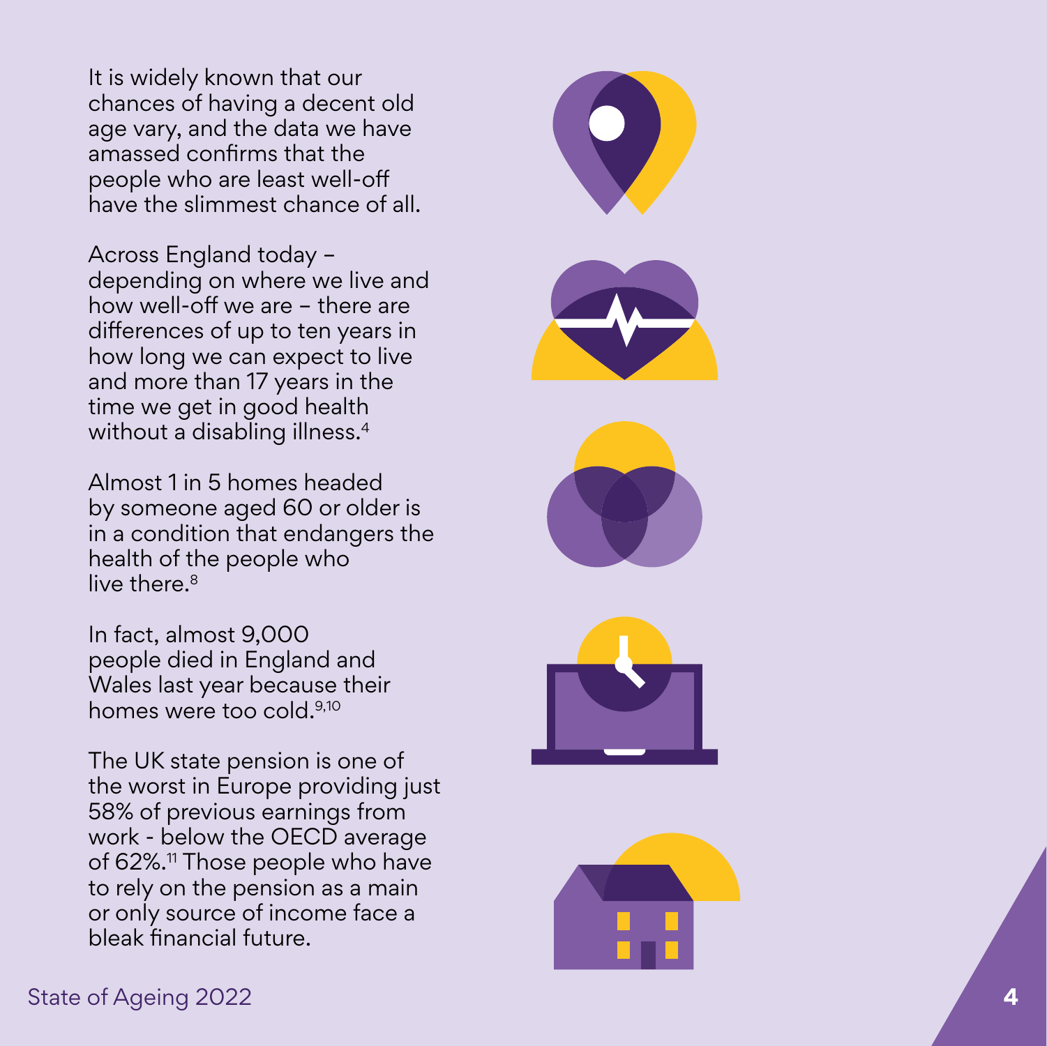It is widely known that our chances of having a decent old age vary, and the data we have amassed confirms that the people who are least well-off have the slimmest chance of all.

Across England today – depending on where we live and how well-off we are – there are differences of up to ten years in how long we can expect to live and more than 17 years in the time we get in good health without a disabling illness.[4]

Almost 1 in 5 homes headed by someone aged 60 or older is in a condition that endangers the health of the people who live there.[8]

In fact, almost 9,000 people died in England and Wales last year because their homes were too cold.[9,10]

The UK state pension is one of the worst in Europe providing just 58% of previous earnings from work - below the OECD average of 62%.[11] Those people who have to rely on the pension as a main or only source of income face a bleak financial future.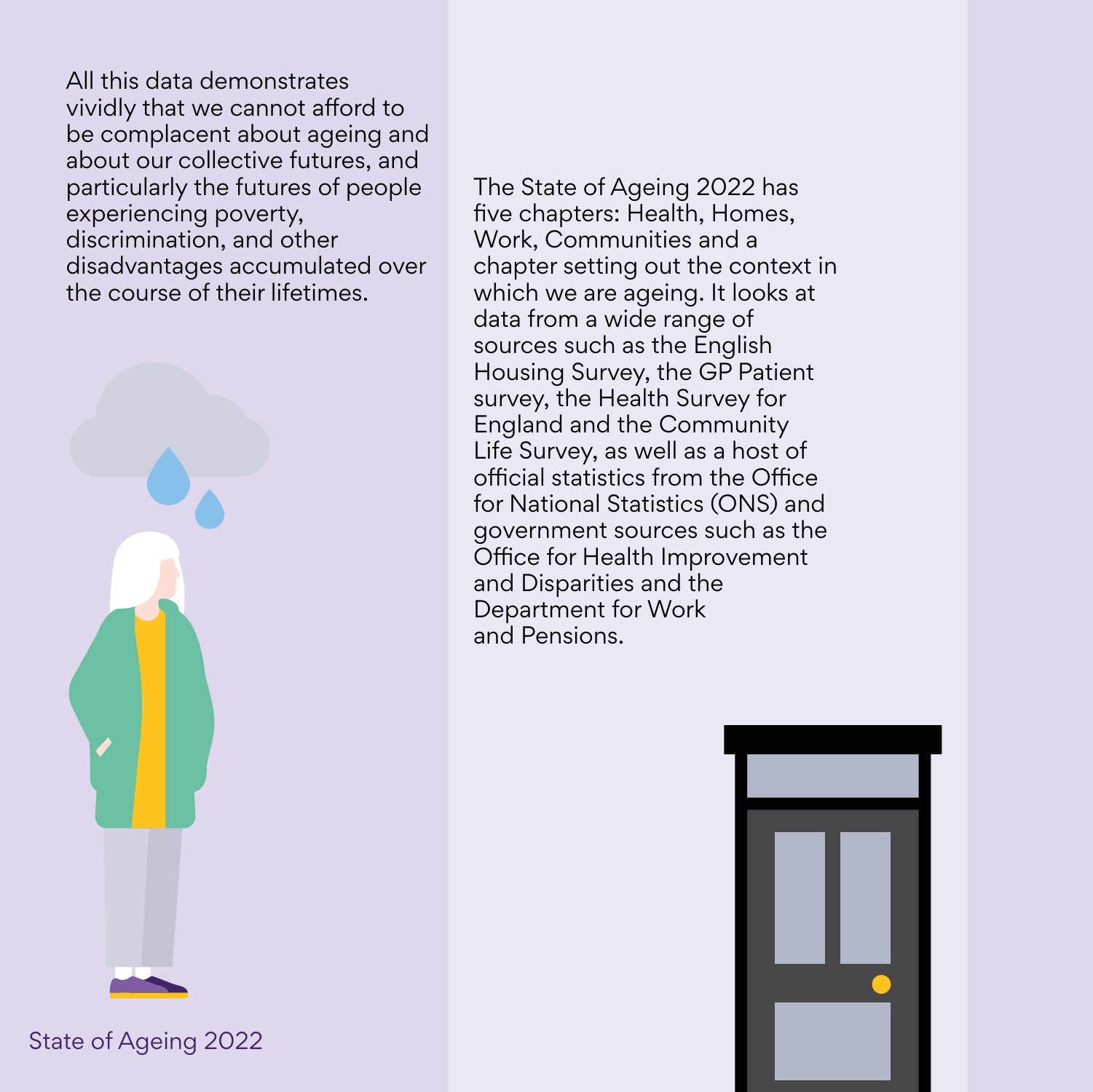All this data demonstrates vividly that we cannot afford to be complacent about ageing and about our collective futures, and particularly the futures of people experiencing poverty, discrimination, and other disadvantages accumulated over the course of their lifetimes.

The State of Ageing 2022 has five chapters: Health, Homes, Work, Communities and a chapter setting out the context in which we are ageing. It looks at data from a wide range of sources such as the English Housing Survey, the GP Patient survey, the Health Survey for England and the Community Life Survey, as well as a host of official statistics from the Office for National Statistics (ONS) and government sources such as the Office for Health Improvement and Disparities and the Department for Work and Pensions.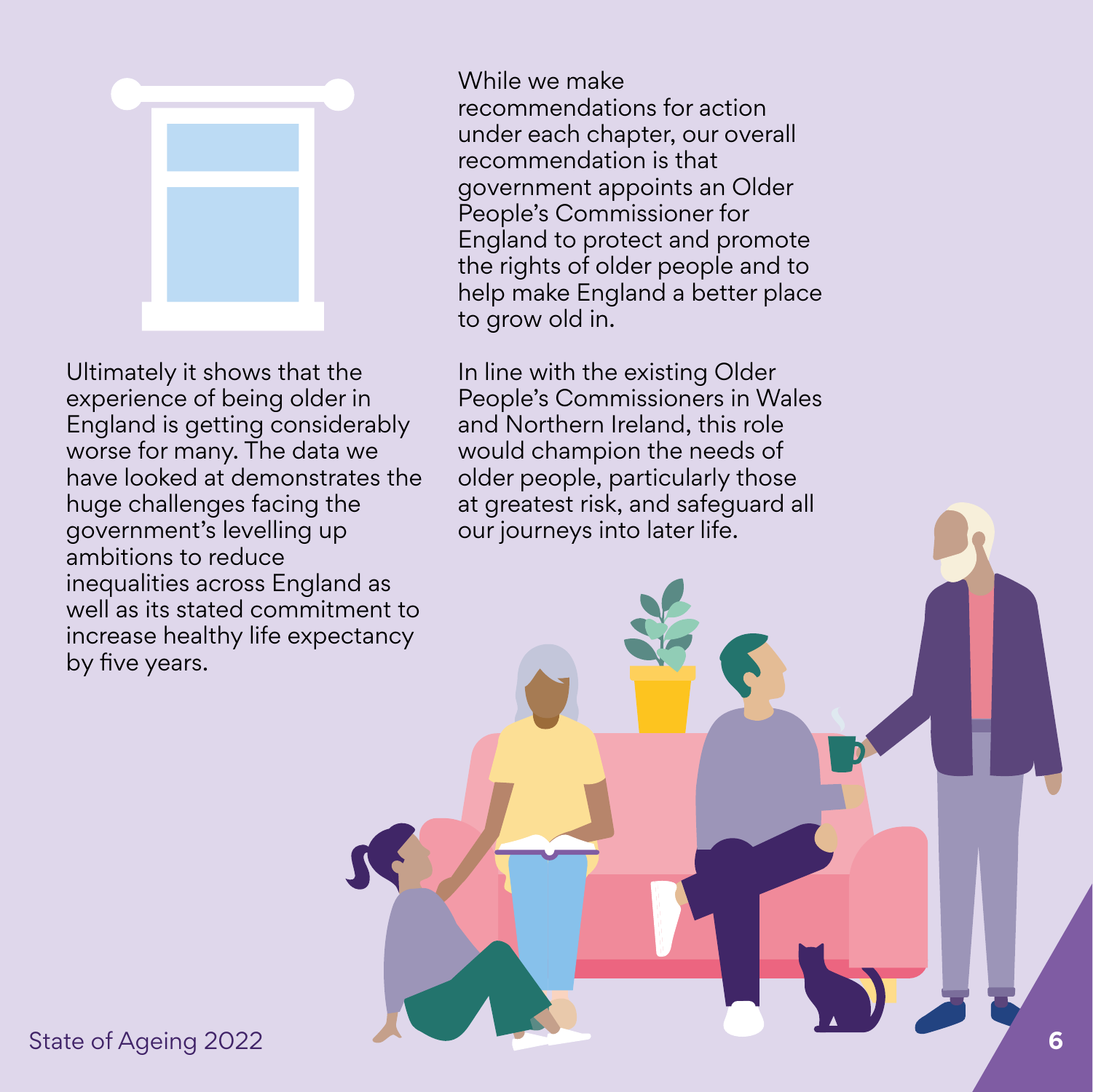Ultimately it shows that the experience of being older in England is getting considerably worse for many. The data we have looked at demonstrates the huge challenges facing the government's levelling up ambitions to reduce inequalities across England as well as its stated commitment to increase healthy life expectancy by five years.

While we make recommendations for action under each chapter, our overall recommendation is that government appoints an Older People's Commissioner for England to protect and promote the rights of older people and to help make England a better place to grow old in.

In line with the existing Older People's Commissioners in Wales and Northern Ireland, this role would champion the needs of older people, particularly those at greatest risk, and safeguard all our journeys into later life.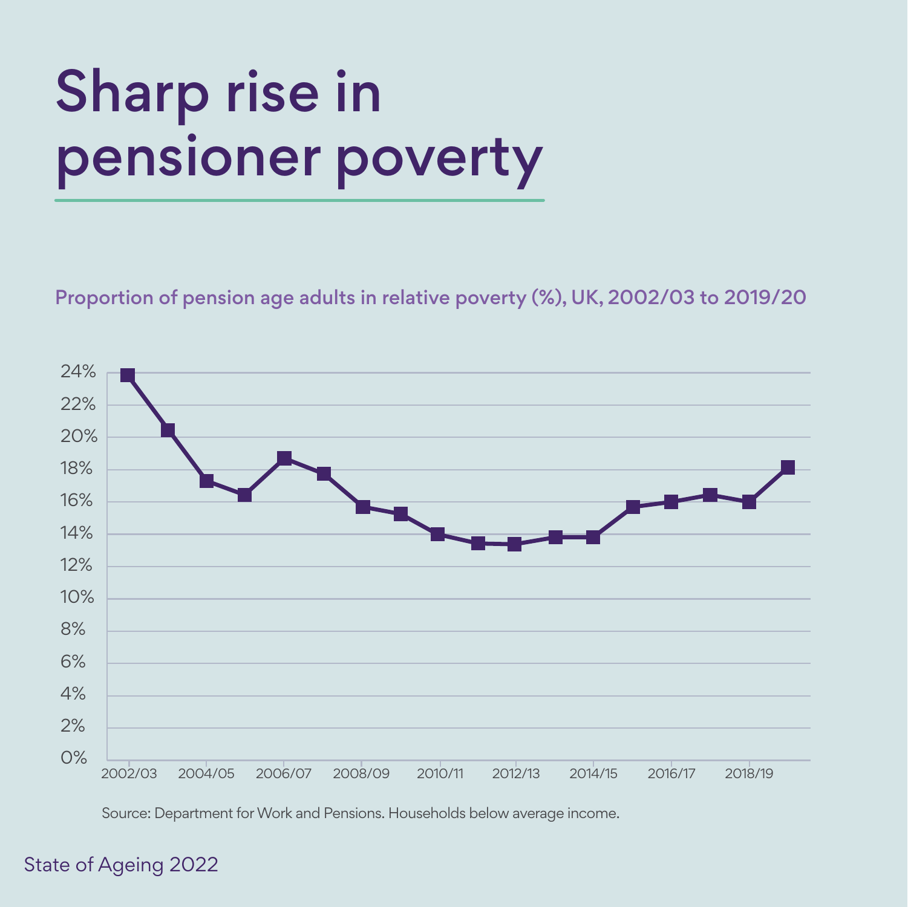# Sharp rise in pensioner poverty

Proportion of pension age adults in relative poverty (%), UK, 2002/03 to 2019/20

Source: Department for Work and Pensions. Households below average income.

State of Ageing 2022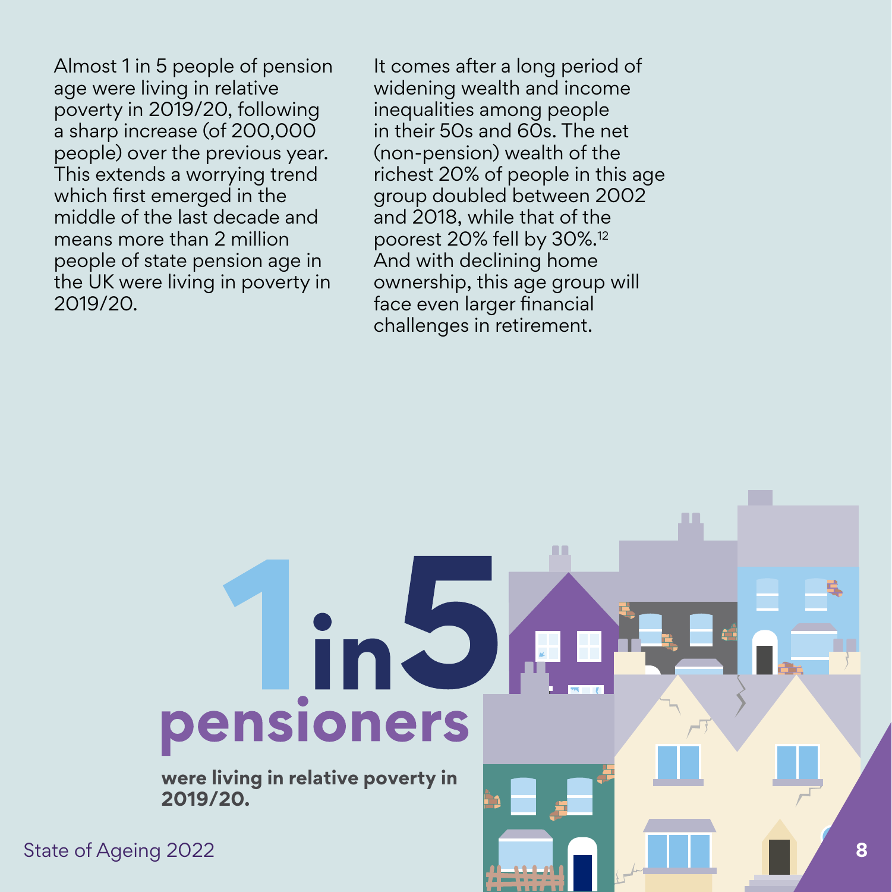Almost 1 in 5 people of pension age were living in relative poverty in 2019/20, following a sharp increase (of 200,000 people) over the previous year. This extends a worrying trend which first emerged in the middle of the last decade and means more than 2 million people of state pension age in the UK were living in poverty in 2019/20.

It comes after a long period of widening wealth and income inequalities among people in their 50s and 60s. The net (non-pension) wealth of the richest 20% of people in this age group doubled between 2002 and 2018, while that of the poorest 20% fell by 30%.[12] And with declining home ownership, this age group will face even larger financial challenges in retirement.

# 1 in 5 pensioners

**were living in relative poverty in 2019/20.**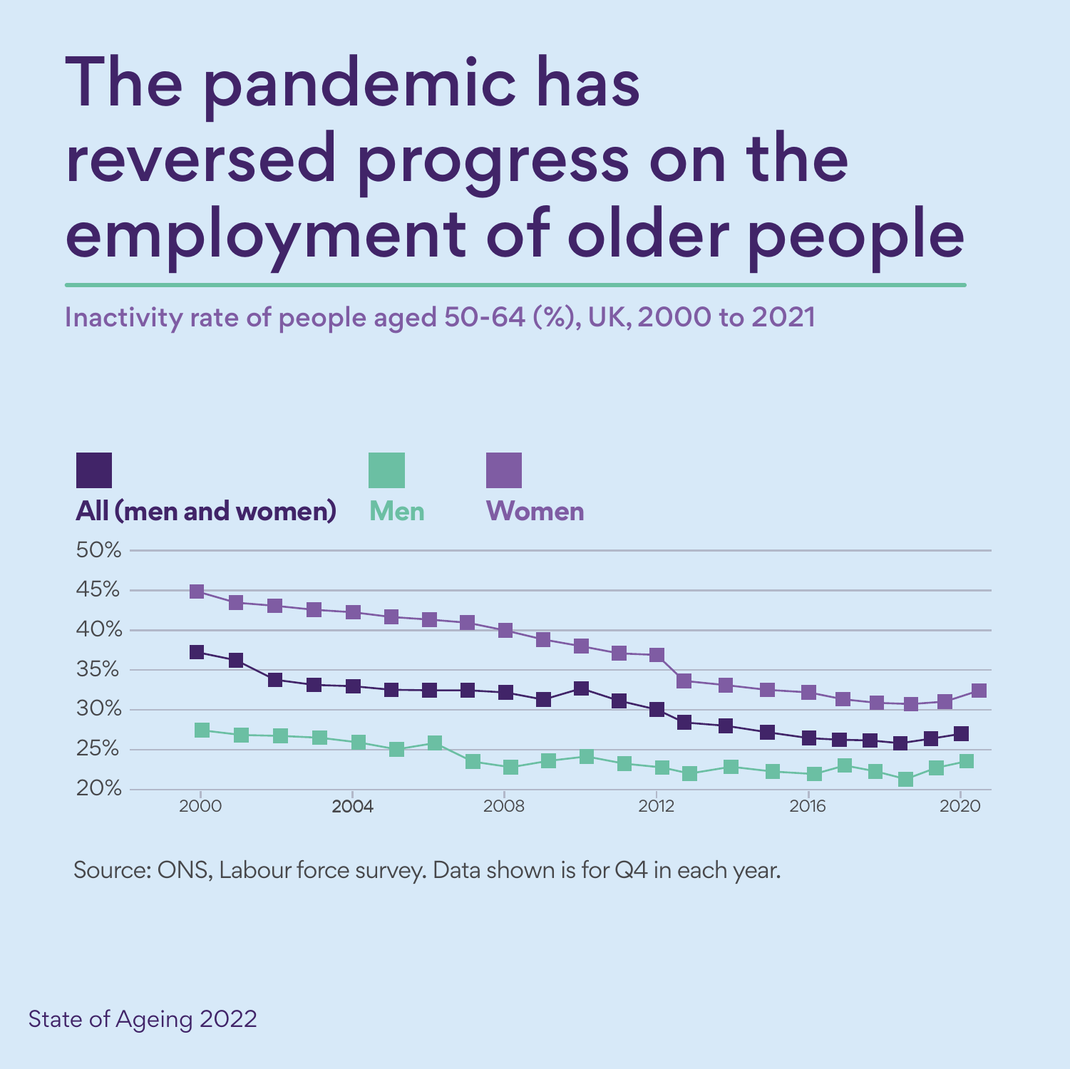# The pandemic has reversed progress on the employment of older people

Inactivity rate of people aged 50-64 (%), UK, 2000 to 2021

All (men and women) | Men | Women

50%
45%
40%
35%
30%
25%
20%

2000 2004 2008 2012 2016 2020

Source: ONS, Labour force survey. Data shown is for Q4 in each year.

State of Ageing 2022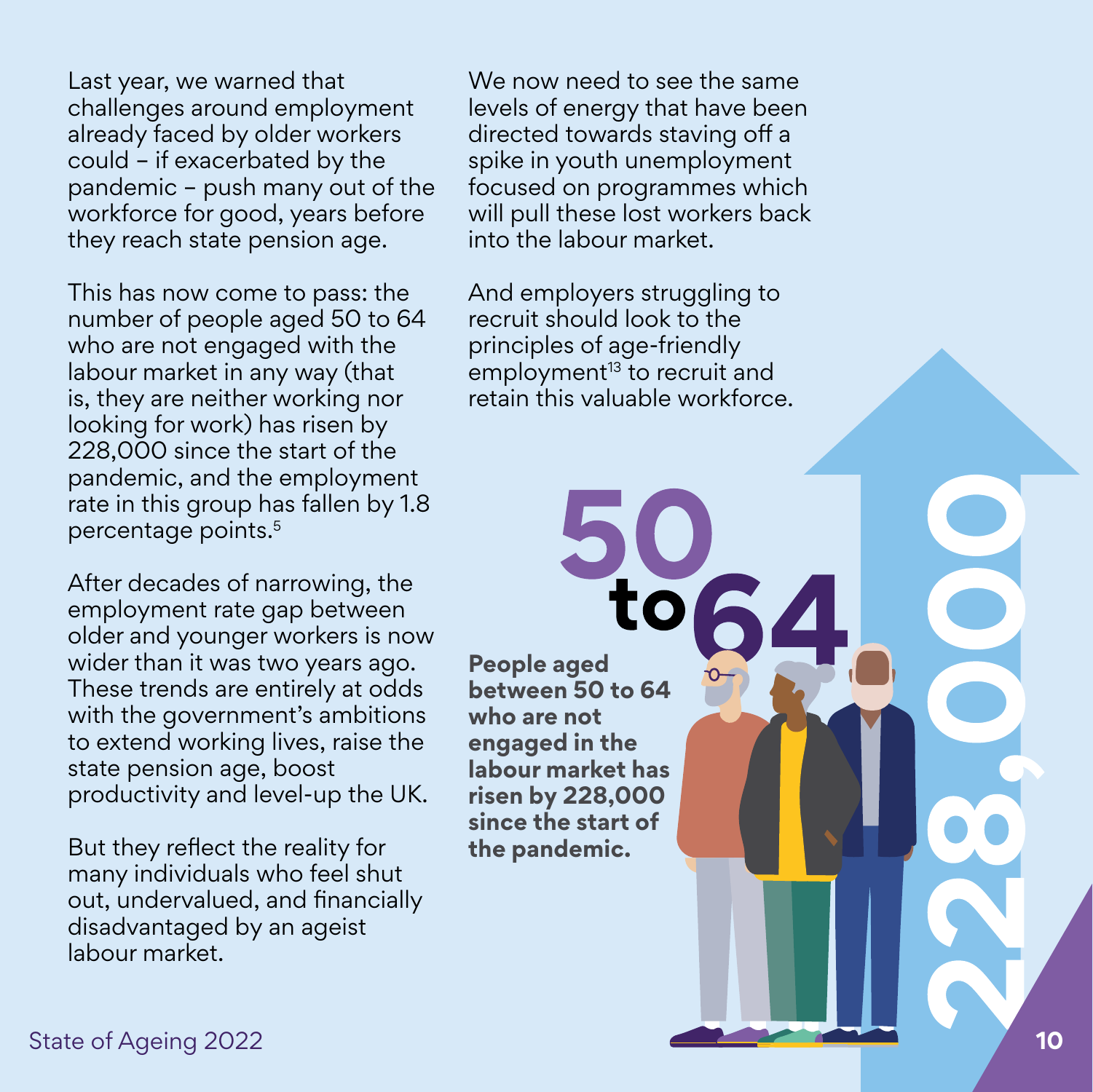Last year, we warned that challenges around employment already faced by older workers could – if exacerbated by the pandemic – push many out of the workforce for good, years before they reach state pension age.

This has now come to pass: the number of people aged 50 to 64 who are not engaged with the labour market in any way (that is, they are neither working nor looking for work) has risen by 228,000 since the start of the pandemic, and the employment rate in this group has fallen by 1.8 percentage points.[5]

After decades of narrowing, the employment rate gap between older and younger workers is now wider than it was two years ago. These trends are entirely at odds with the government's ambitions to extend working lives, raise the state pension age, boost productivity and level-up the UK.

But they reflect the reality for many individuals who feel shut out, undervalued, and financially disadvantaged by an ageist labour market.

We now need to see the same levels of energy that have been directed towards staving off a spike in youth unemployment focused on programmes which will pull these lost workers back into the labour market.

And employers struggling to recruit should look to the principles of age-friendly employment[13] to recruit and retain this valuable workforce.

**50 to 64**

**People aged between 50 to 64 who are not engaged in the labour market has risen by 228,000 since the start of the pandemic.**

**228,000**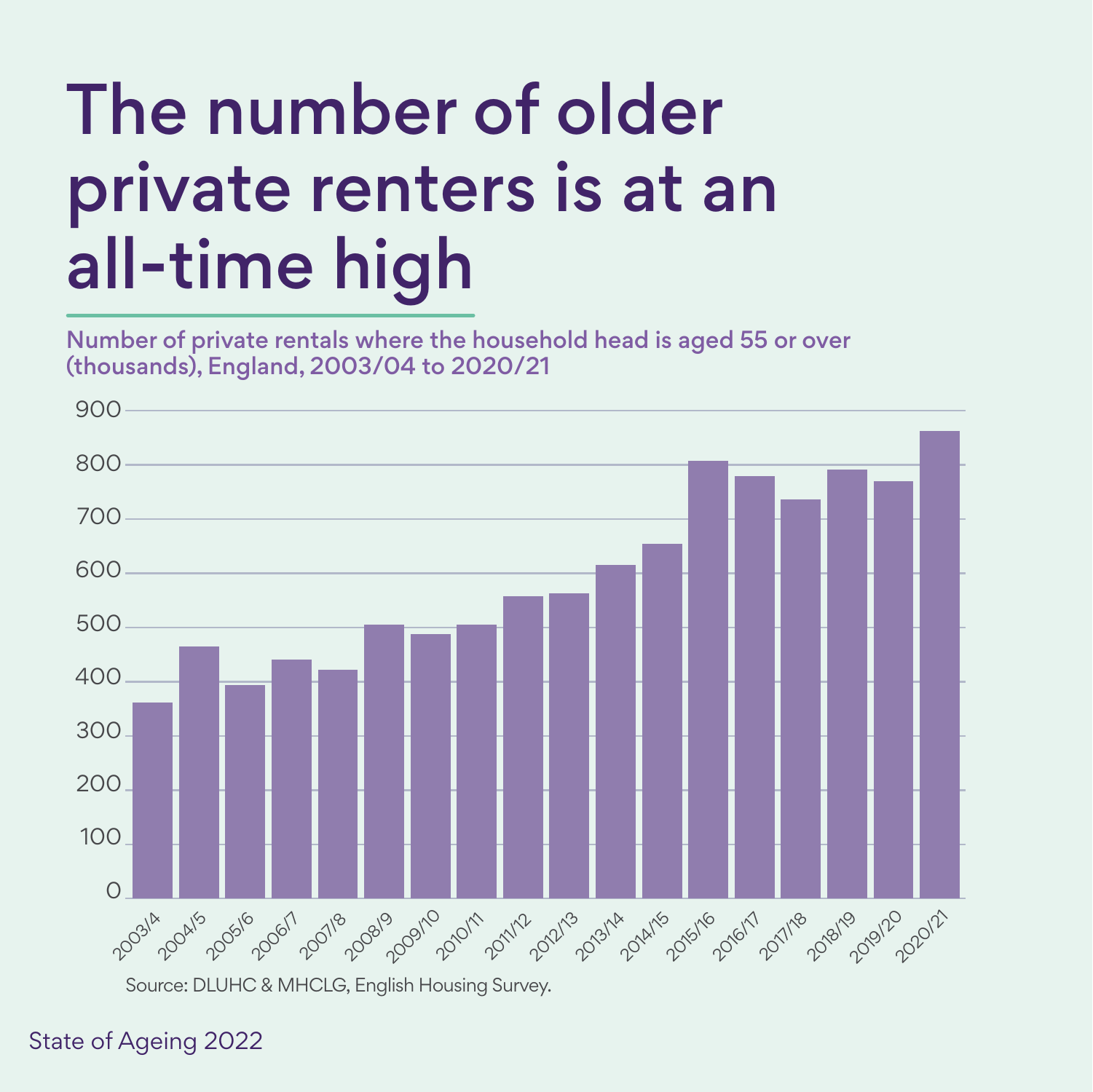# The number of older private renters is at an all-time high

Number of private rentals where the household head is aged 55 or over (thousands), England, 2003/04 to 2020/21

Source: DLUHC & MHCLG, English Housing Survey.

State of Ageing 2022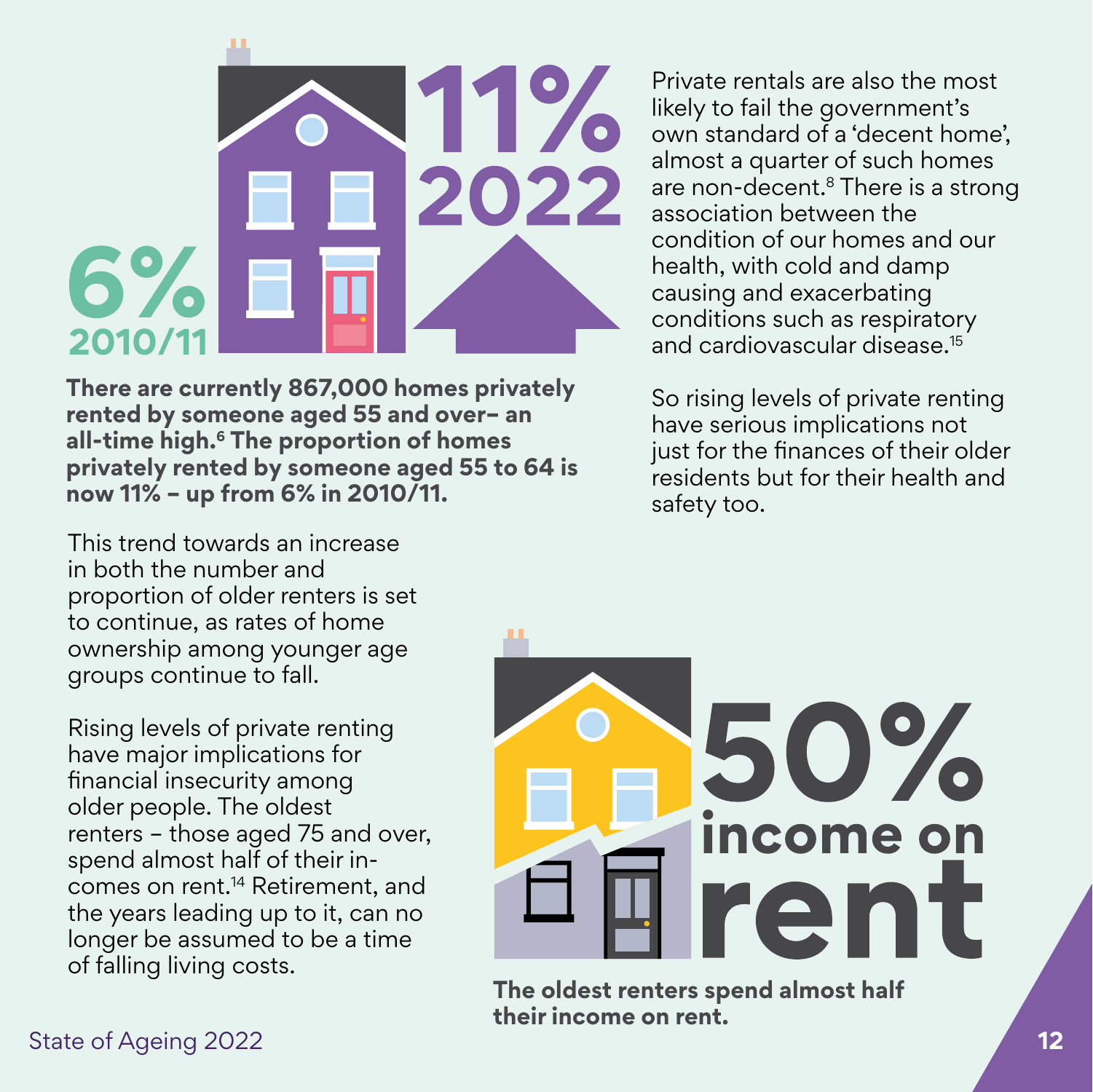**11%**
**2022**

**6%**
**2010/11**

**There are currently 867,000 homes privately rented by someone aged 55 and over– an all-time high.[6] The proportion of homes privately rented by someone aged 55 to 64 is now 11% – up from 6% in 2010/11.**

This trend towards an increase in both the number and proportion of older renters is set to continue, as rates of home ownership among younger age groups continue to fall.

Rising levels of private renting have major implications for financial insecurity among older people. The oldest renters – those aged 75 and over, spend almost half of their incomes on rent.[14] Retirement, and the years leading up to it, can no longer be assumed to be a time of falling living costs.

Private rentals are also the most likely to fail the government's own standard of a 'decent home', almost a quarter of such homes are non-decent.[8] There is a strong association between the condition of our homes and our health, with cold and damp causing and exacerbating conditions such as respiratory and cardiovascular disease.[15]

So rising levels of private renting have serious implications not just for the finances of their older residents but for their health and safety too.

**50% income on rent**

**The oldest renters spend almost half their income on rent.**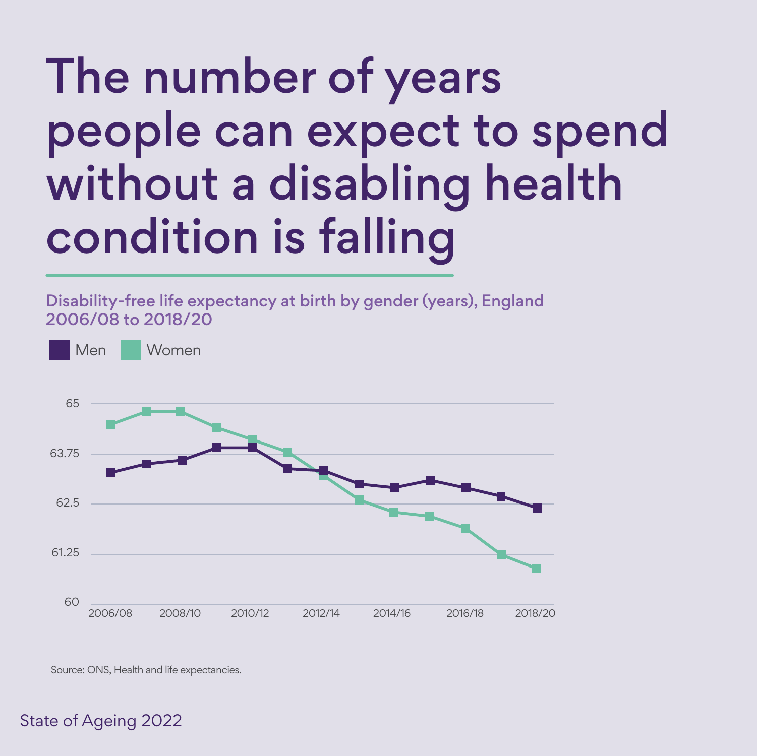# The number of years people can expect to spend without a disabling health condition is falling

Disability-free life expectancy at birth by gender (years), England 2006/08 to 2018/20

Men Women

65
63.75
62.5
61.25
60

2006/08 2008/10 2010/12 2012/14 2014/16 2016/18 2018/20

Source: ONS, Health and life expectancies.

State of Ageing 2022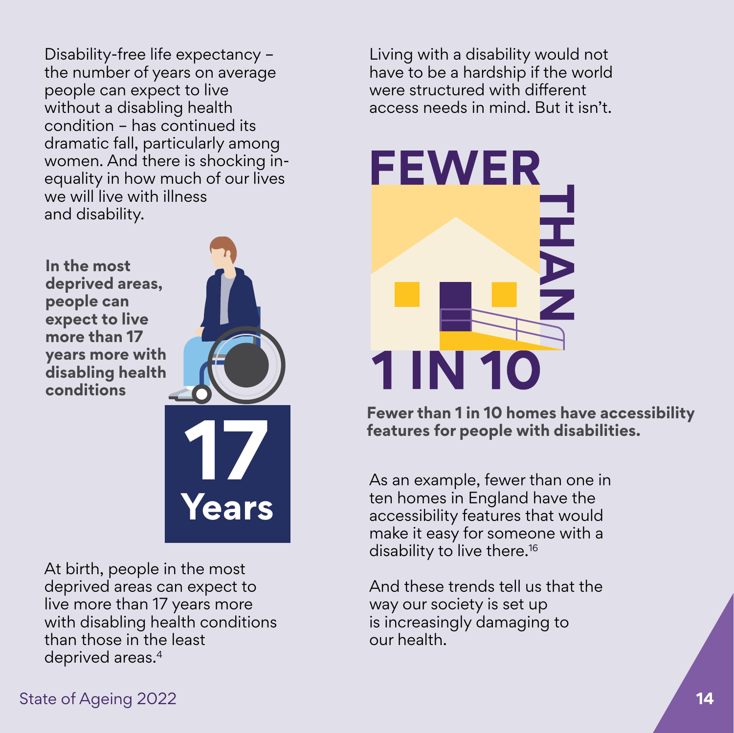Disability-free life expectancy – the number of years on average people can expect to live without a disabling health condition – has continued its dramatic fall, particularly among women. And there is shocking inequality in how much of our lives we will live with illness and disability.

**In the most deprived areas, people can expect to live more than 17 years more with disabling health conditions**

**17 Years**

At birth, people in the most deprived areas can expect to live more than 17 years more with disabling health conditions than those in the least deprived areas.[4]

Living with a disability would not have to be a hardship if the world were structured with different access needs in mind. But it isn't.

**FEWER THAN 1 IN 10**

**Fewer than 1 in 10 homes have accessibility features for people with disabilities.**

As an example, fewer than one in ten homes in England have the accessibility features that would make it easy for someone with a disability to live there.[16]

And these trends tell us that the way our society is set up is increasingly damaging to our health.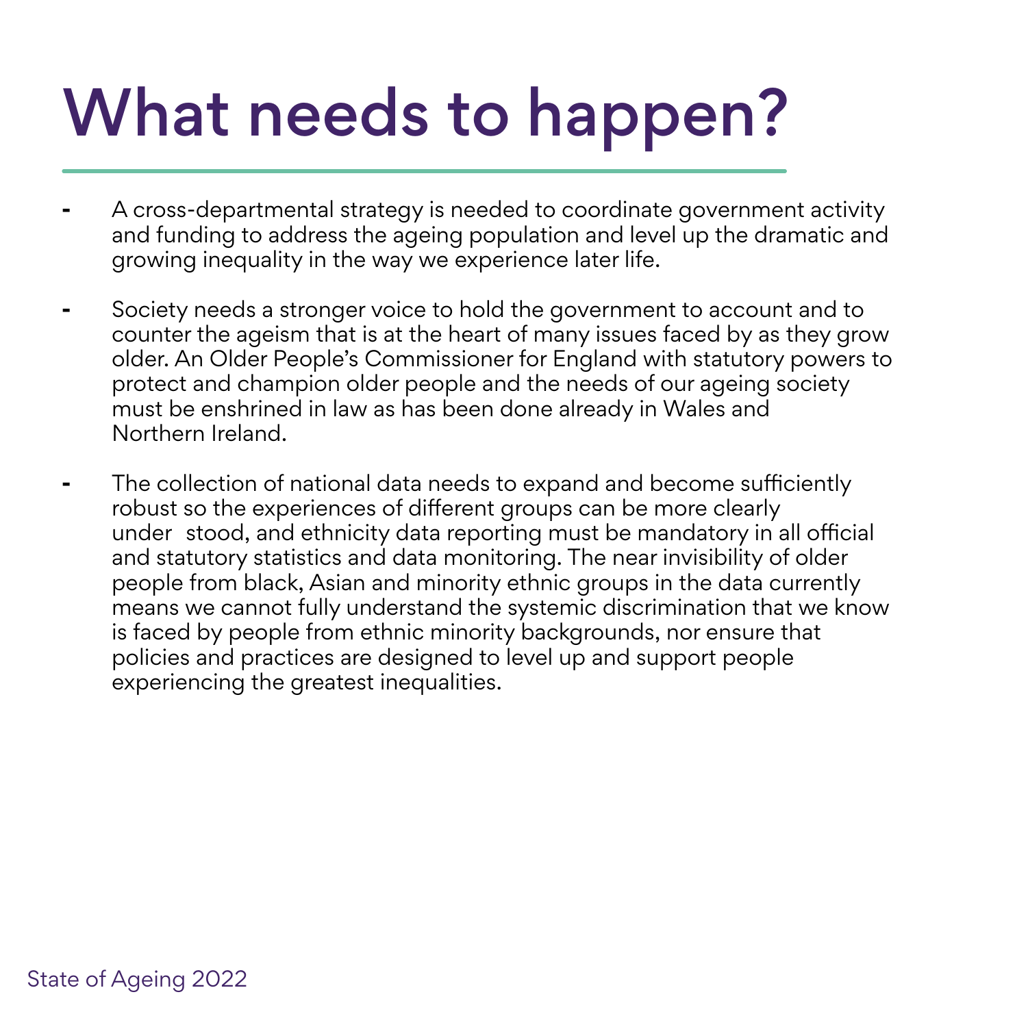# What needs to happen?

- A cross-departmental strategy is needed to coordinate government activity and funding to address the ageing population and level up the dramatic and growing inequality in the way we experience later life.

- Society needs a stronger voice to hold the government to account and to counter the ageism that is at the heart of many issues faced by as they grow older. An Older People's Commissioner for England with statutory powers to protect and champion older people and the needs of our ageing society must be enshrined in law as has been done already in Wales and Northern Ireland.

- The collection of national data needs to expand and become sufficiently robust so the experiences of different groups can be more clearly understood, and ethnicity data reporting must be mandatory in all official and statutory statistics and data monitoring. The near invisibility of older people from black, Asian and minority ethnic groups in the data currently means we cannot fully understand the systemic discrimination that we know is faced by people from ethnic minority backgrounds, nor ensure that policies and practices are designed to level up and support people experiencing the greatest inequalities.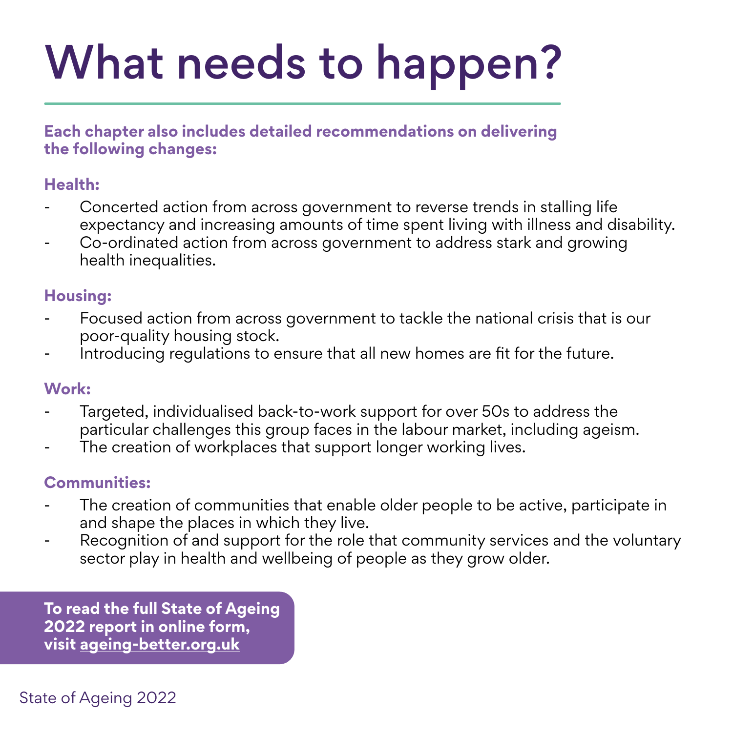# What needs to happen?

**Each chapter also includes detailed recommendations on delivering the following changes:**

**Health:**

- Concerted action from across government to reverse trends in stalling life expectancy and increasing amounts of time spent living with illness and disability.
- Co-ordinated action from across government to address stark and growing health inequalities.

**Housing:**

- Focused action from across government to tackle the national crisis that is our poor-quality housing stock.
- Introducing regulations to ensure that all new homes are fit for the future.

**Work:**

- Targeted, individualised back-to-work support for over 50s to address the particular challenges this group faces in the labour market, including ageism.
- The creation of workplaces that support longer working lives.

**Communities:**

- The creation of communities that enable older people to be active, participate in and shape the places in which they live.
- Recognition of and support for the role that community services and the voluntary sector play in health and wellbeing of people as they grow older.

**To read the full State of Ageing 2022 report in online form, visit ageing-better.org.uk**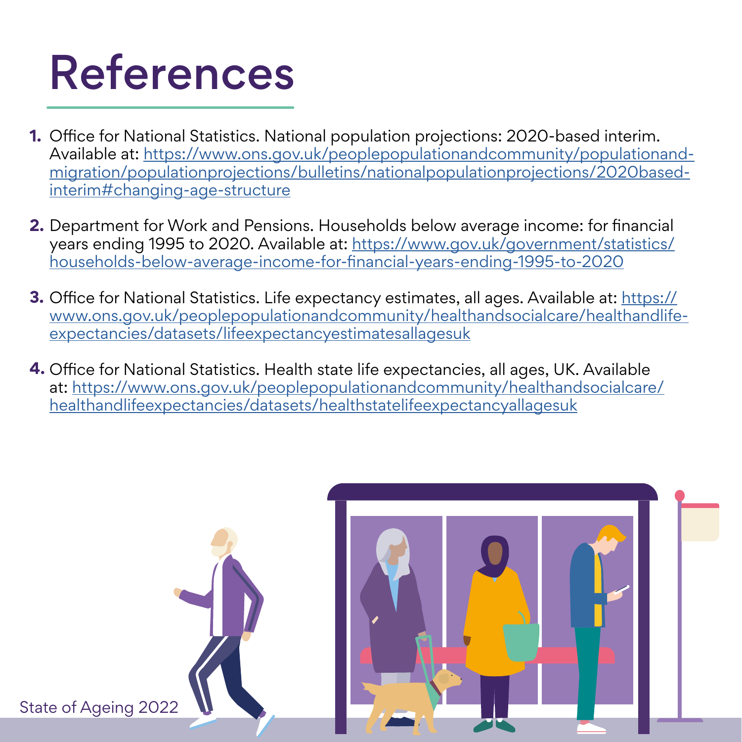# References

1. Office for National Statistics. National population projections: 2020-based interim. Available at: https://www.ons.gov.uk/peoplepopulationandcommunity/populationandmigration/populationprojections/bulletins/nationalpopulationprojections/2020basedinterim#changing-age-structure

2. Department for Work and Pensions. Households below average income: for financial years ending 1995 to 2020. Available at: https://www.gov.uk/government/statistics/households-below-average-income-for-financial-years-ending-1995-to-2020

3. Office for National Statistics. Life expectancy estimates, all ages. Available at: https://www.ons.gov.uk/peoplepopulationandcommunity/healthandsocialcare/healthandlifeexpectancies/datasets/lifeexpectancyestimatesallagesuk

4. Office for National Statistics. Health state life expectancies, all ages, UK. Available at: https://www.ons.gov.uk/peoplepopulationandcommunity/healthandsocialcare/healthandlifeexpectancies/datasets/healthstatelifeexpectancyallagesuk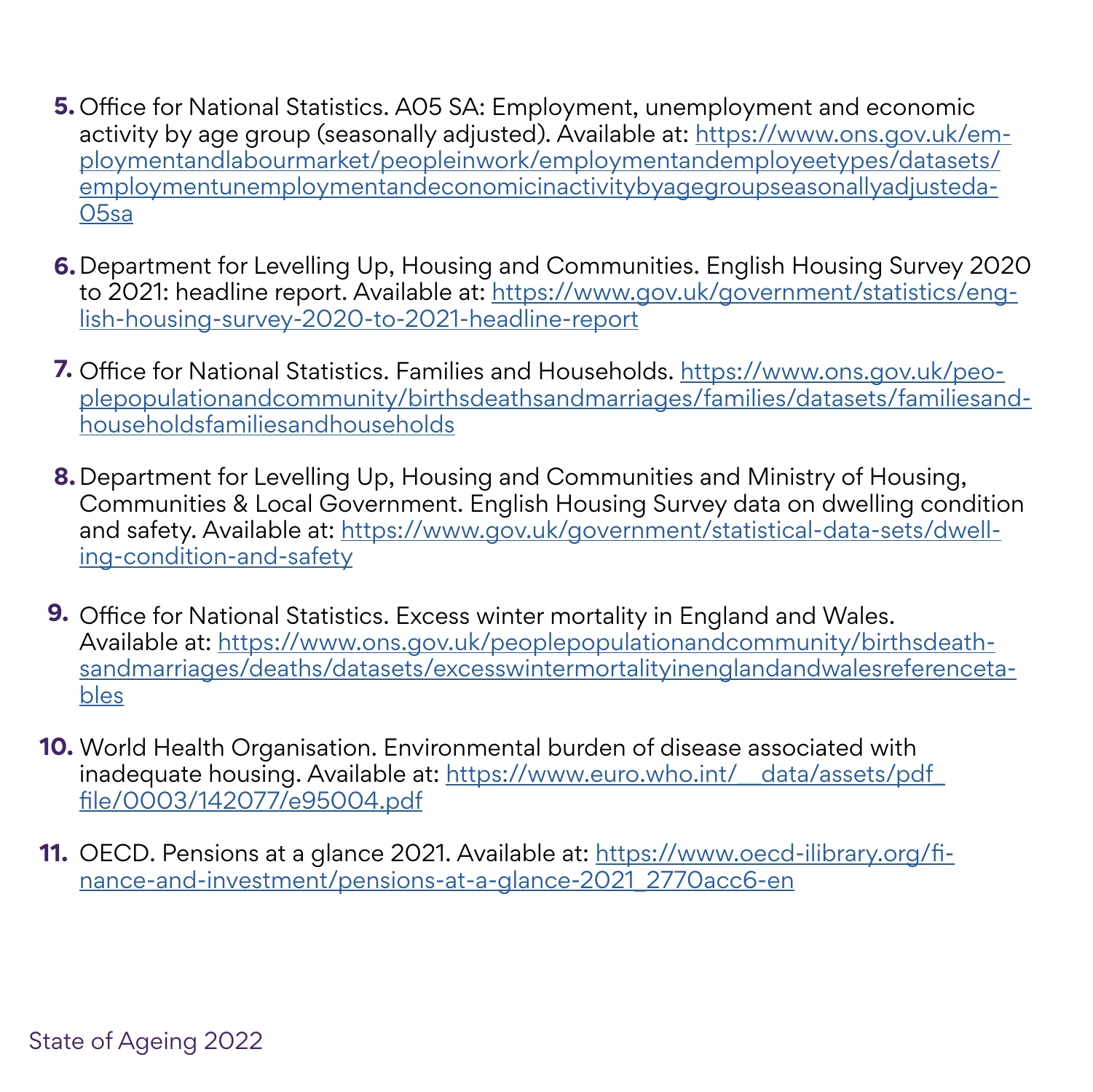5. Office for National Statistics. A05 SA: Employment, unemployment and economic activity by age group (seasonally adjusted). Available at: https://www.ons.gov.uk/employmentandlabourmarket/peopleinwork/employmentandemployeetypes/datasets/employmentunemploymentandeconomicinactivitybyagegroupseasonallyadjusteda05sa

6. Department for Levelling Up, Housing and Communities. English Housing Survey 2020 to 2021: headline report. Available at: https://www.gov.uk/government/statistics/english-housing-survey-2020-to-2021-headline-report

7. Office for National Statistics. Families and Households. https://www.ons.gov.uk/peoplepopulationandcommunity/birthsdeathsandmarriages/families/datasets/familiesandhouseholdsfamiliesandhouseholds

8. Department for Levelling Up, Housing and Communities and Ministry of Housing, Communities & Local Government. English Housing Survey data on dwelling condition and safety. Available at: https://www.gov.uk/government/statistical-data-sets/dwelling-condition-and-safety

9. Office for National Statistics. Excess winter mortality in England and Wales. Available at: https://www.ons.gov.uk/peoplepopulationandcommunity/birthsdeathsandmarriages/deaths/datasets/excesswintermortalityinenglandandwalesreferencetables

10. World Health Organisation. Environmental burden of disease associated with inadequate housing. Available at: https://www.euro.who.int/__data/assets/pdf_file/0003/142077/e95004.pdf

11. OECD. Pensions at a glance 2021. Available at: https://www.oecd-ilibrary.org/finance-and-investment/pensions-at-a-glance-2021_2770acc6-en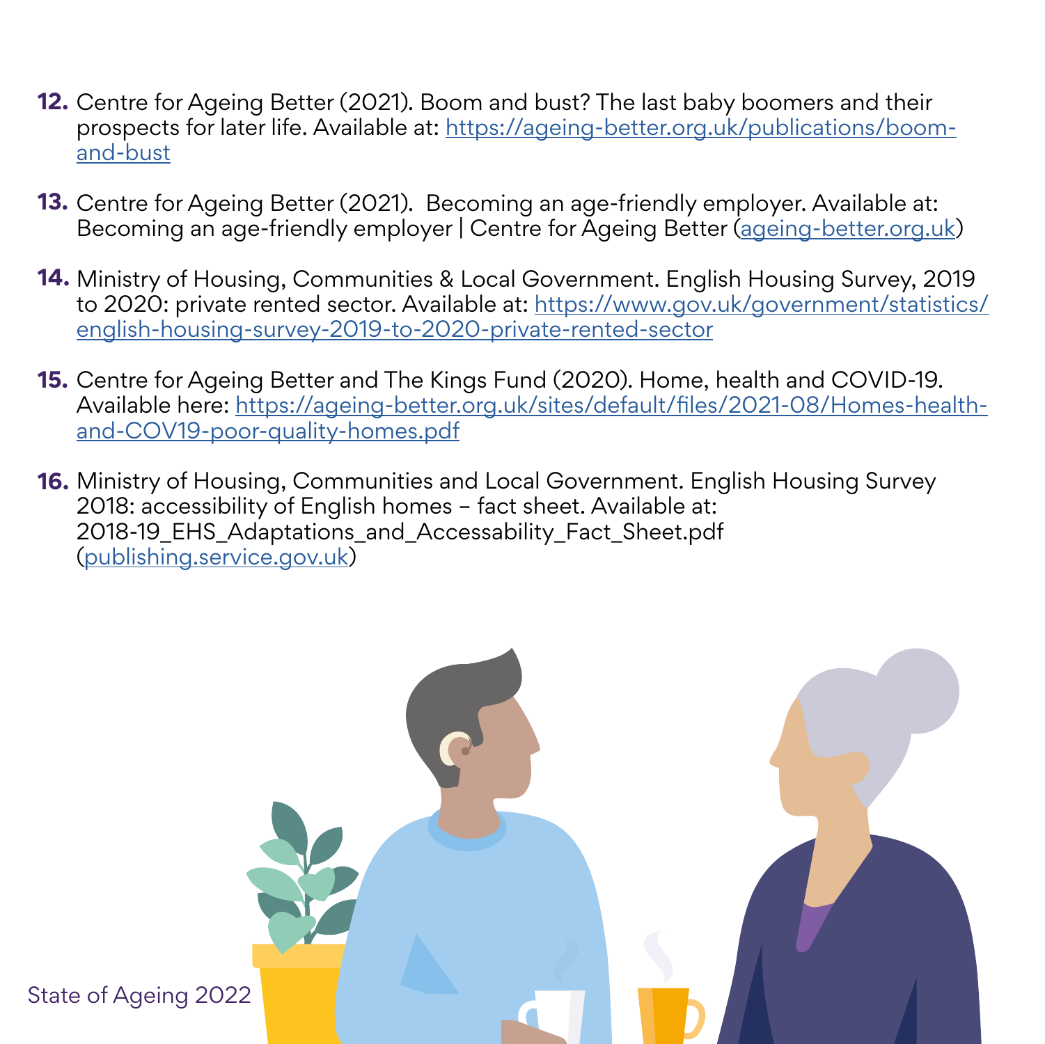12. Centre for Ageing Better (2021). Boom and bust? The last baby boomers and their prospects for later life. Available at: https://ageing-better.org.uk/publications/boom-and-bust

13. Centre for Ageing Better (2021). Becoming an age-friendly employer. Available at: Becoming an age-friendly employer | Centre for Ageing Better (ageing-better.org.uk)

14. Ministry of Housing, Communities & Local Government. English Housing Survey, 2019 to 2020: private rented sector. Available at: https://www.gov.uk/government/statistics/english-housing-survey-2019-to-2020-private-rented-sector

15. Centre for Ageing Better and The Kings Fund (2020). Home, health and COVID-19. Available here: https://ageing-better.org.uk/sites/default/files/2021-08/Homes-health-and-COV19-poor-quality-homes.pdf

16. Ministry of Housing, Communities and Local Government. English Housing Survey 2018: accessibility of English homes – fact sheet. Available at: 2018-19_EHS_Adaptations_and_Accessability_Fact_Sheet.pdf (publishing.service.gov.uk)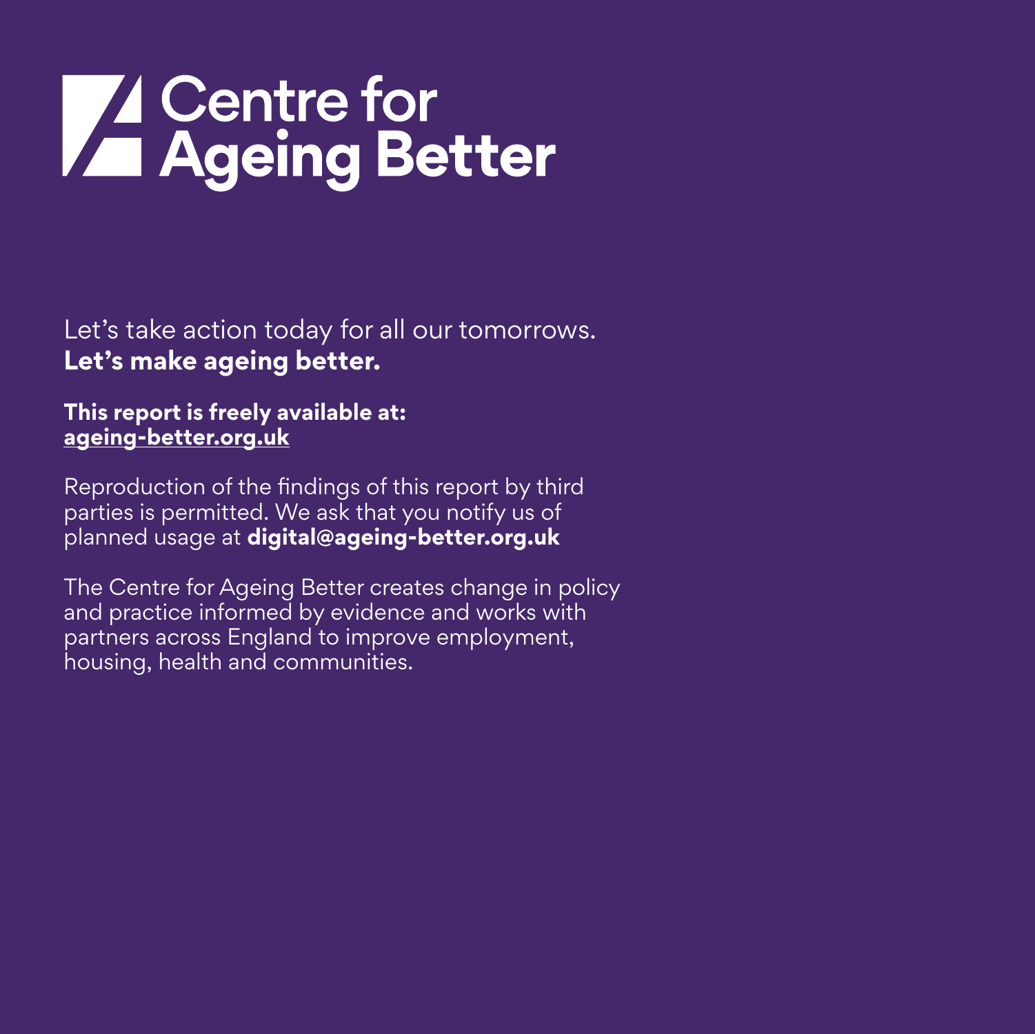# Centre for Ageing Better

Let's take action today for all our tomorrows.
**Let's make ageing better.**

**This report is freely available at:**
**ageing-better.org.uk**

Reproduction of the findings of this report by third parties is permitted. We ask that you notify us of planned usage at **digital@ageing-better.org.uk**

The Centre for Ageing Better creates change in policy and practice informed by evidence and works with partners across England to improve employment, housing, health and communities.